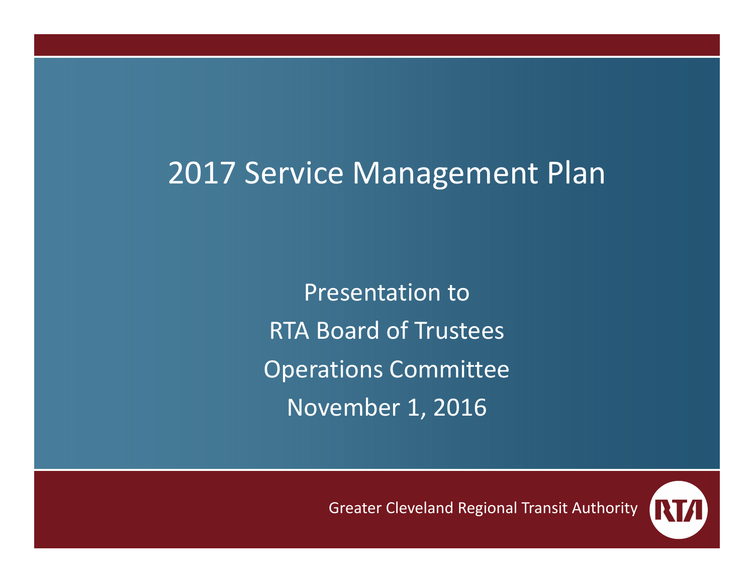# 2017 Service Management Plan

Presentation to

RTA Board of Trustees

Operations Committee

November 1, 2016

Greater Cleveland Regional Transit Authority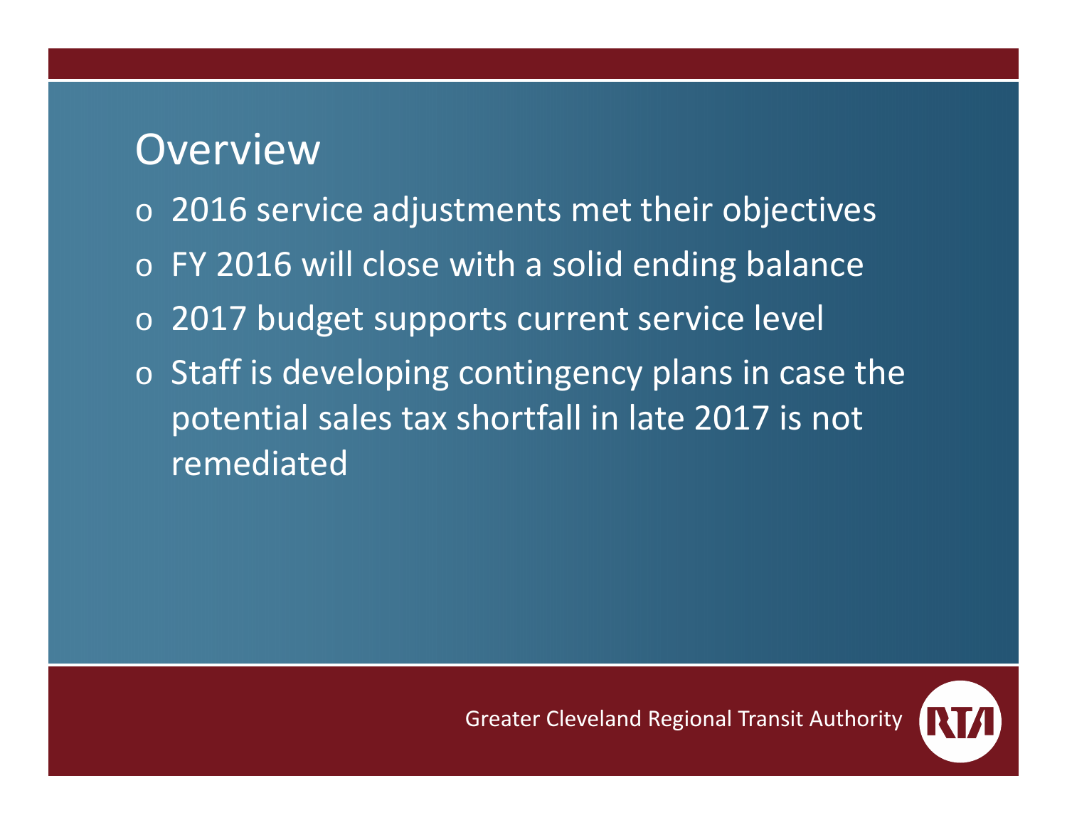# Overview

- 2016 service adjustments met their objectives
- FY 2016 will close with a solid ending balance
- 2017 budget supports current service level
- Staff is developing contingency plans in case the potential sales tax shortfall in late 2017 is not remediated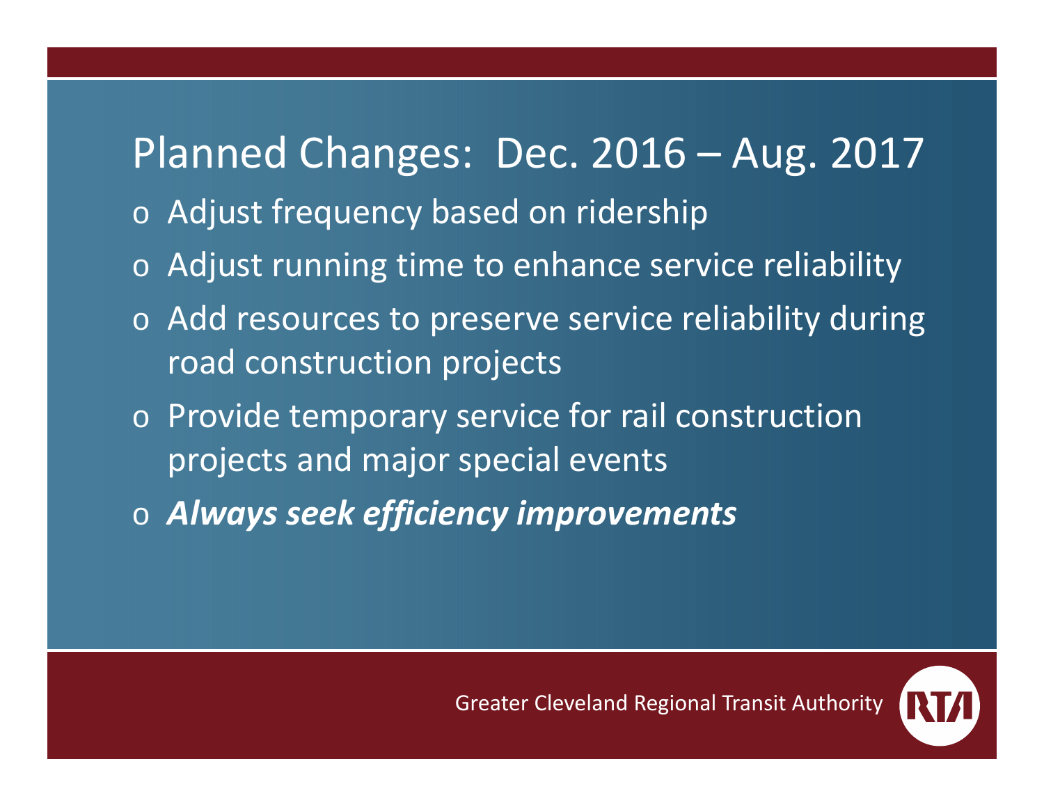## Planned Changes: Dec. 2016 – Aug. 2017

- Adjust frequency based on ridership
- Adjust running time to enhance service reliability
- Add resources to preserve service reliability during road construction projects
- Provide temporary service for rail construction projects and major special events
- ***Always seek efficiency improvements***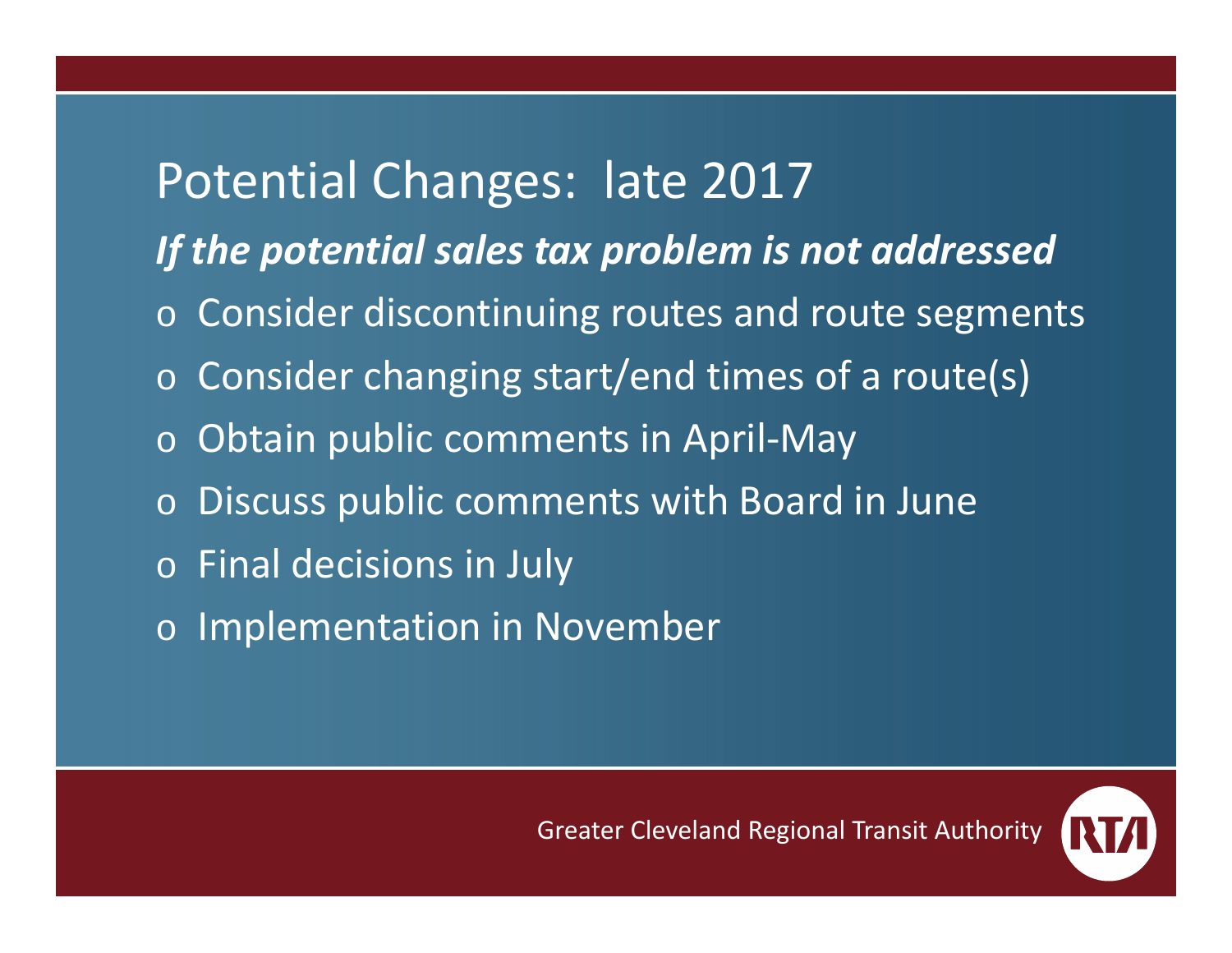# Potential Changes: late 2017

***If the potential sales tax problem is not addressed***

- Consider discontinuing routes and route segments
- Consider changing start/end times of a route(s)
- Obtain public comments in April-May
- Discuss public comments with Board in June
- Final decisions in July
- Implementation in November

Greater Cleveland Regional Transit Authority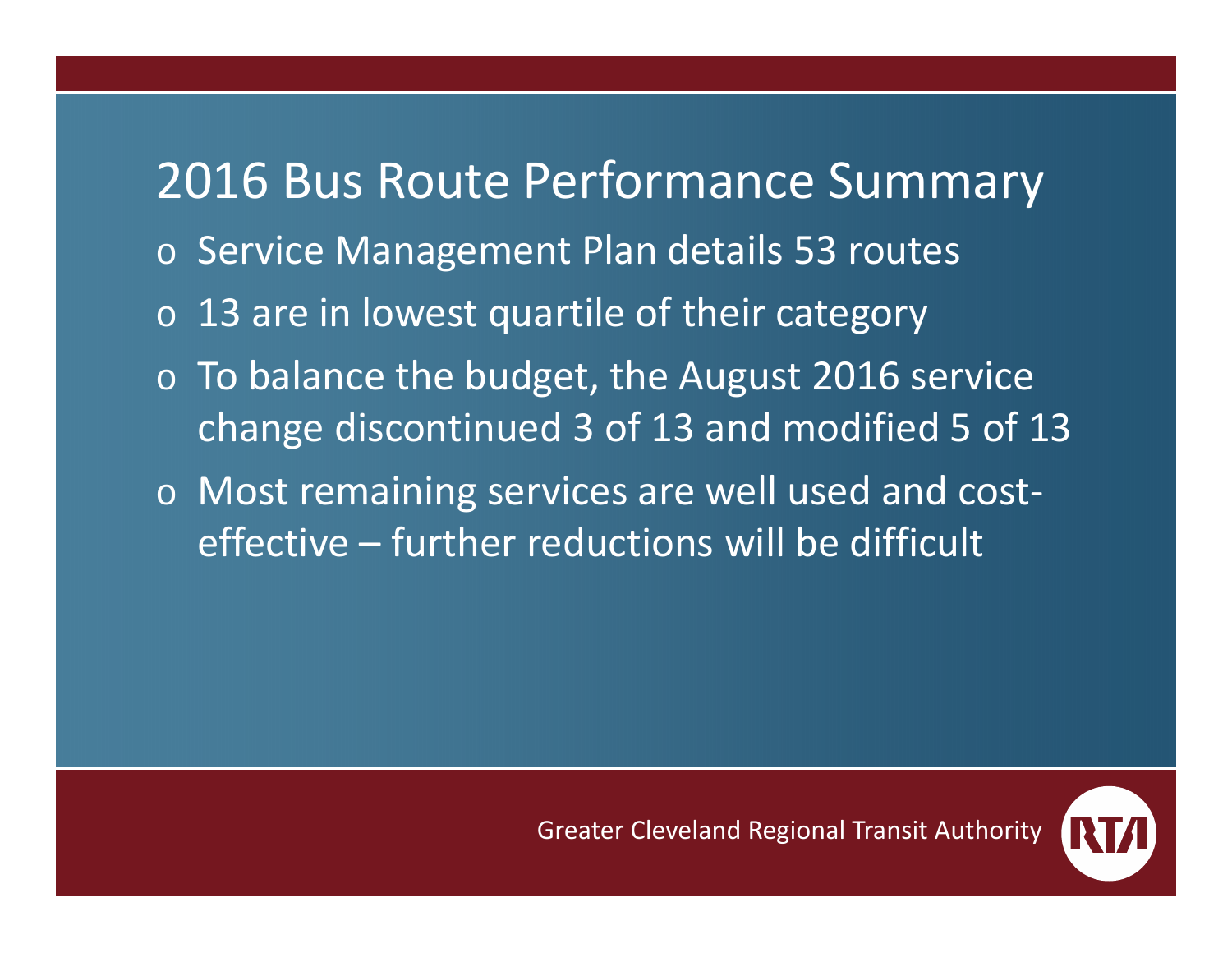## 2016 Bus Route Performance Summary

- Service Management Plan details 53 routes
- 13 are in lowest quartile of their category
- To balance the budget, the August 2016 service change discontinued 3 of 13 and modified 5 of 13
- Most remaining services are well used and cost-effective – further reductions will be difficult

Greater Cleveland Regional Transit Authority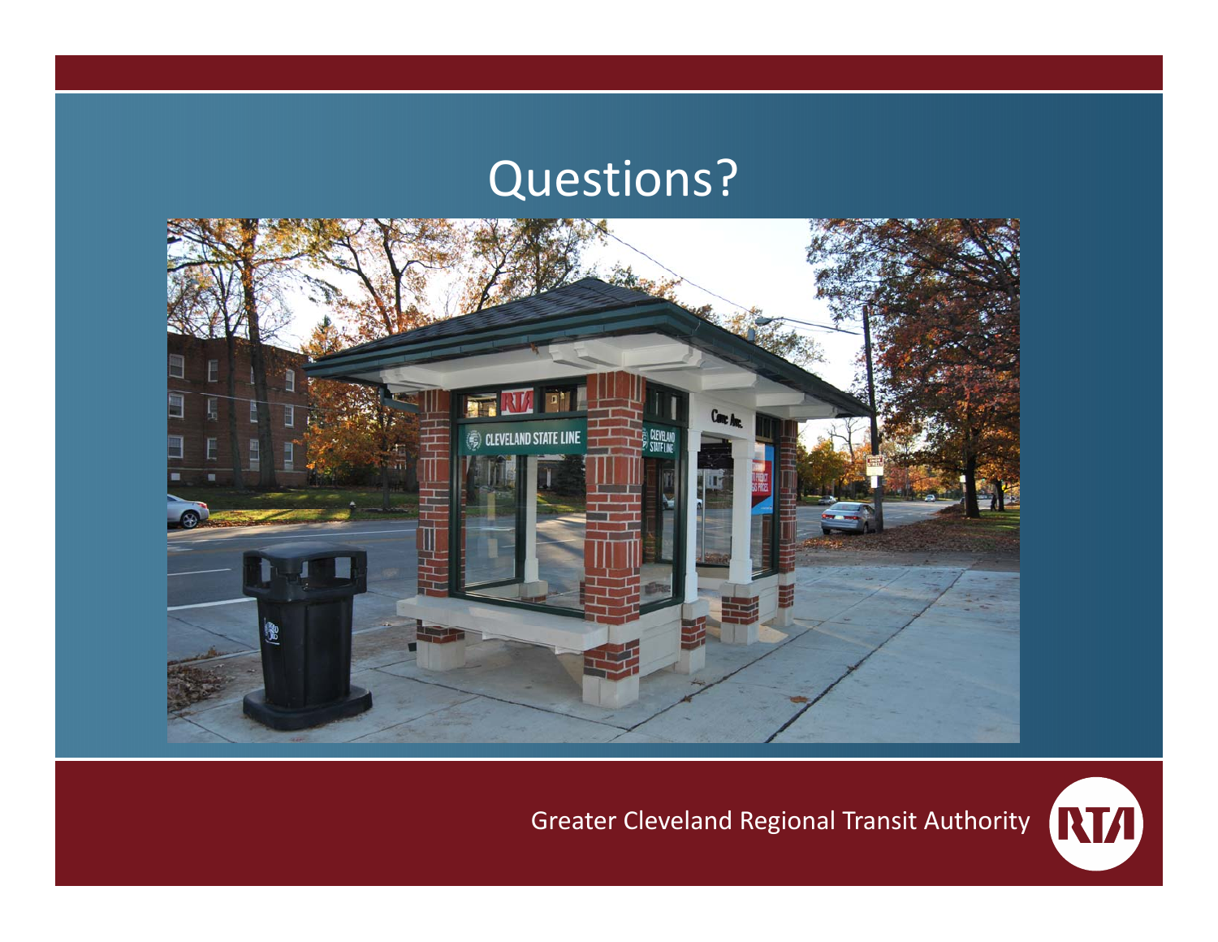# Questions?

Greater Cleveland Regional Transit Authority